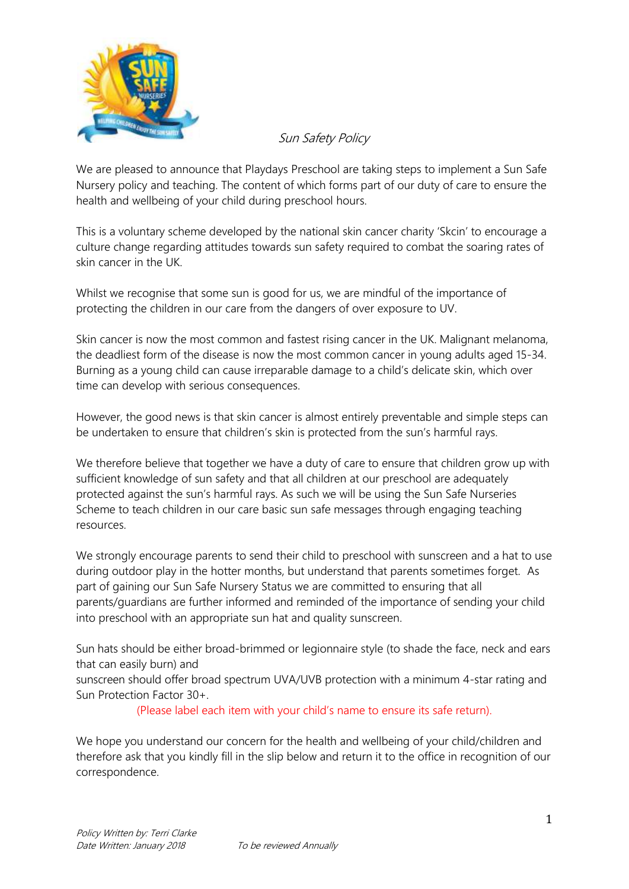*Sun Safety Policy*

We are pleased to announce that Playdays Preschool are taking steps to implement a Sun Safe Nursery policy and teaching. The content of which forms part of our duty of care to ensure the health and wellbeing of your child during preschool hours.

This is a voluntary scheme developed by the national skin cancer charity 'Skcin' to encourage a culture change regarding attitudes towards sun safety required to combat the soaring rates of skin cancer in the UK.

Whilst we recognise that some sun is good for us, we are mindful of the importance of protecting the children in our care from the dangers of over exposure to UV.

Skin cancer is now the most common and fastest rising cancer in the UK. Malignant melanoma, the deadliest form of the disease is now the most common cancer in young adults aged 15-34. Burning as a young child can cause irreparable damage to a child's delicate skin, which over time can develop with serious consequences.

However, the good news is that skin cancer is almost entirely preventable and simple steps can be undertaken to ensure that children's skin is protected from the sun's harmful rays.

We therefore believe that together we have a duty of care to ensure that children grow up with sufficient knowledge of sun safety and that all children at our preschool are adequately protected against the sun's harmful rays. As such we will be using the Sun Safe Nurseries Scheme to teach children in our care basic sun safe messages through engaging teaching resources.

We strongly encourage parents to send their child to preschool with sunscreen and a hat to use during outdoor play in the hotter months, but understand that parents sometimes forget. As part of gaining our Sun Safe Nursery Status we are committed to ensuring that all parents/guardians are further informed and reminded of the importance of sending your child into preschool with an appropriate sun hat and quality sunscreen.

Sun hats should be either broad-brimmed or legionnaire style (to shade the face, neck and ears that can easily burn) and
sunscreen should offer broad spectrum UVA/UVB protection with a minimum 4-star rating and Sun Protection Factor 30+.

(Please label each item with your child's name to ensure its safe return).

We hope you understand our concern for the health and wellbeing of your child/children and therefore ask that you kindly fill in the slip below and return it to the office in recognition of our correspondence.

*Policy Written by: Terri Clarke*
*Date Written: January 2018* *To be reviewed Annually*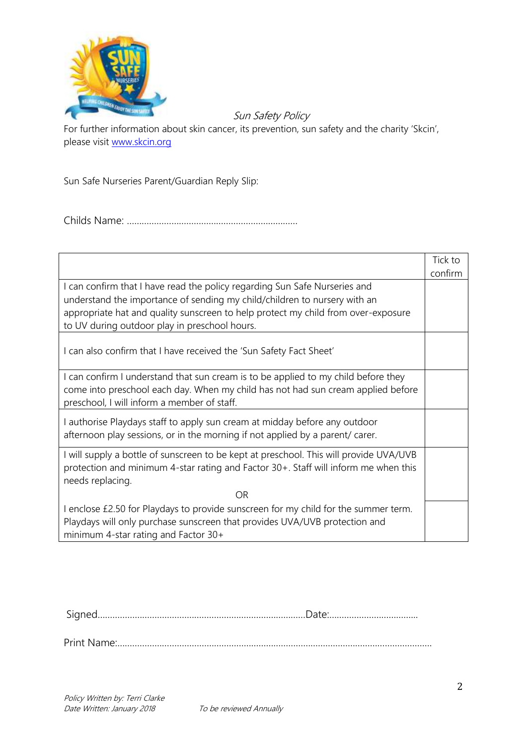*Sun Safety Policy*

For further information about skin cancer, its prevention, sun safety and the charity 'Skcin', please visit www.skcin.org

Sun Safe Nurseries Parent/Guardian Reply Slip:

Childs Name: ....................................................................

| | Tick to confirm |
|---|---|
| I can confirm that I have read the policy regarding Sun Safe Nurseries and understand the importance of sending my child/children to nursery with an appropriate hat and quality sunscreen to help protect my child from over-exposure to UV during outdoor play in preschool hours. | |
| I can also confirm that I have received the 'Sun Safety Fact Sheet' | |
| I can confirm I understand that sun cream is to be applied to my child before they come into preschool each day. When my child has not had sun cream applied before preschool, I will inform a member of staff. | |
| I authorise Playdays staff to apply sun cream at midday before any outdoor afternoon play sessions, or in the morning if not applied by a parent/ carer. | |
| I will supply a bottle of sunscreen to be kept at preschool. This will provide UVA/UVB protection and minimum 4-star rating and Factor 30+. Staff will inform me when this needs replacing. OR | |
| I enclose £2.50 for Playdays to provide sunscreen for my child for the summer term. Playdays will only purchase sunscreen that provides UVA/UVB protection and minimum 4-star rating and Factor 30+ | |

Signed..................................................................................Date:...................................

Print Name:.............................................................................................................................

*Policy Written by: Terri Clarke*
*Date Written: January 2018* *To be reviewed Annually*